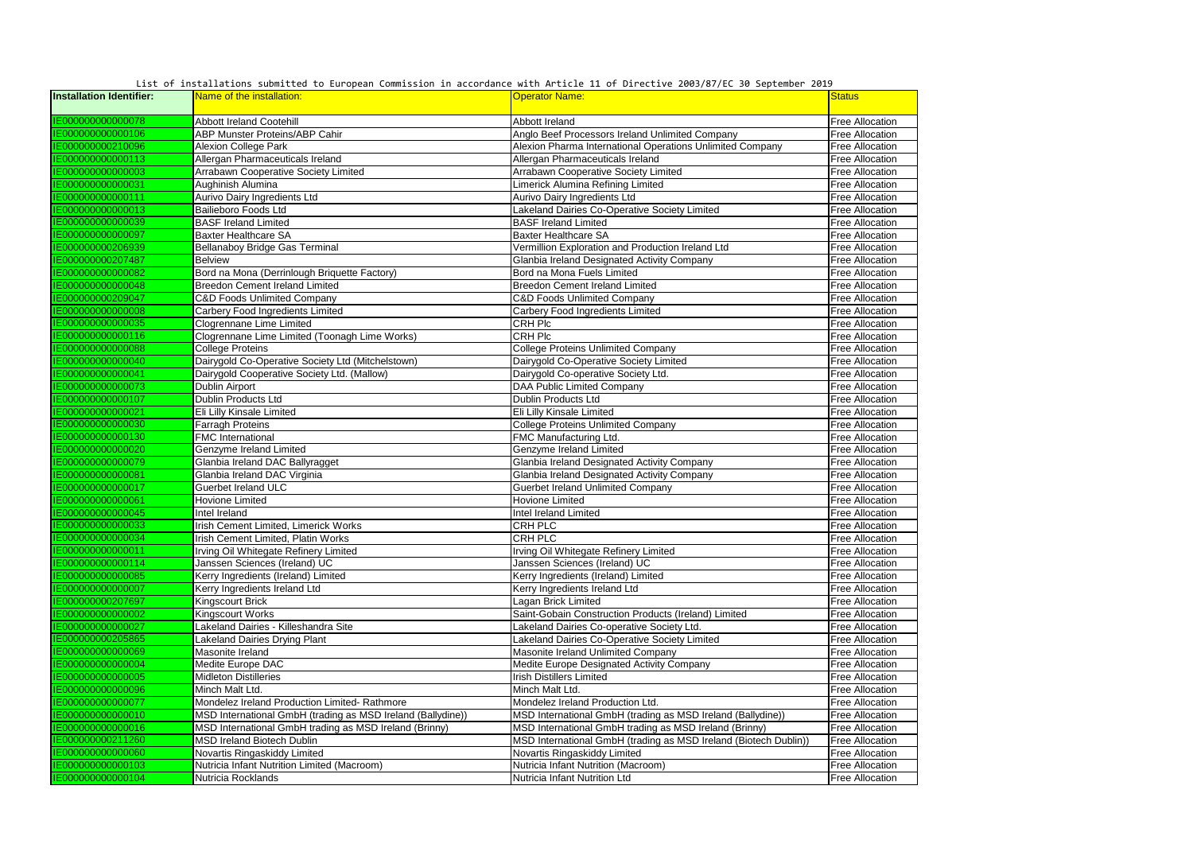List of installations submitted to European Commission in accordance with Article 11 of Directive 2003/87/EC 30 September 2019

| Installation Identifier: | Name of the installation: | Operator Name: | Status |
|---|---|---|---|
| IE000000000000078 | Abbott Ireland Cootehill | Abbott Ireland | Free Allocation |
| IE000000000000106 | ABP Munster Proteins/ABP Cahir | Anglo Beef Processors Ireland Unlimited Company | Free Allocation |
| IE000000000210096 | Alexion College Park | Alexion Pharma International Operations Unlimited Company | Free Allocation |
| IE000000000000113 | Allergan Pharmaceuticals Ireland | Allergan Pharmaceuticals Ireland | Free Allocation |
| IE000000000000003 | Arrabawn Cooperative Society Limited | Arrabawn Cooperative Society Limited | Free Allocation |
| IE000000000000031 | Aughinish Alumina | Limerick Alumina Refining Limited | Free Allocation |
| IE000000000000111 | Aurivo Dairy Ingredients Ltd | Aurivo Dairy Ingredients Ltd | Free Allocation |
| IE000000000000013 | Bailieboro Foods Ltd | Lakeland Dairies Co-Operative Society Limited | Free Allocation |
| IE000000000000039 | BASF Ireland Limited | BASF Ireland Limited | Free Allocation |
| IE000000000000097 | Baxter Healthcare SA | Baxter Healthcare SA | Free Allocation |
| IE000000000206939 | Bellanaboy Bridge Gas Terminal | Vermillion Exploration and Production Ireland Ltd | Free Allocation |
| IE000000000207487 | Belview | Glanbia Ireland Designated Activity Company | Free Allocation |
| IE000000000000082 | Bord na Mona (Derrinlough Briquette Factory) | Bord na Mona Fuels Limited | Free Allocation |
| IE000000000000048 | Breedon Cement Ireland Limited | Breedon Cement Ireland Limited | Free Allocation |
| IE000000000209047 | C&D Foods Unlimited Company | C&D Foods Unlimited Company | Free Allocation |
| IE000000000000008 | Carbery Food Ingredients Limited | Carbery Food Ingredients Limited | Free Allocation |
| IE000000000000035 | Clogrennane Lime Limited | CRH Plc | Free Allocation |
| IE000000000000116 | Clogrennane Lime Limited (Toonagh Lime Works) | CRH Plc | Free Allocation |
| IE000000000000088 | College Proteins | College Proteins Unlimited Company | Free Allocation |
| IE000000000000040 | Dairygold Co-Operative Society Ltd (Mitchelstown) | Dairygold Co-Operative Society Limited | Free Allocation |
| IE000000000000041 | Dairygold Cooperative Society Ltd. (Mallow) | Dairygold Co-operative Society Ltd. | Free Allocation |
| IE000000000000073 | Dublin Airport | DAA Public Limited Company | Free Allocation |
| IE000000000000107 | Dublin Products Ltd | Dublin Products Ltd | Free Allocation |
| IE000000000000021 | Eli Lilly Kinsale Limited | Eli Lilly Kinsale Limited | Free Allocation |
| IE000000000000030 | Farragh Proteins | College Proteins Unlimited Company | Free Allocation |
| IE000000000000130 | FMC International | FMC Manufacturing Ltd. | Free Allocation |
| IE000000000000020 | Genzyme Ireland Limited | Genzyme Ireland Limited | Free Allocation |
| IE000000000000079 | Glanbia Ireland DAC Ballyragget | Glanbia Ireland Designated Activity Company | Free Allocation |
| IE000000000000081 | Glanbia Ireland DAC Virginia | Glanbia Ireland Designated Activity Company | Free Allocation |
| IE000000000000017 | Guerbet Ireland ULC | Guerbet Ireland Unlimited Company | Free Allocation |
| IE000000000000061 | Hovione Limited | Hovione Limited | Free Allocation |
| IE000000000000045 | Intel Ireland | Intel Ireland Limited | Free Allocation |
| IE000000000000033 | Irish Cement Limited, Limerick Works | CRH PLC | Free Allocation |
| IE000000000000034 | Irish Cement Limited, Platin Works | CRH PLC | Free Allocation |
| IE000000000000011 | Irving Oil Whitegate Refinery Limited | Irving Oil Whitegate Refinery Limited | Free Allocation |
| IE000000000000114 | Janssen Sciences (Ireland) UC | Janssen Sciences (Ireland) UC | Free Allocation |
| IE000000000000085 | Kerry Ingredients (Ireland) Limited | Kerry Ingredients (Ireland) Limited | Free Allocation |
| IE000000000000007 | Kerry Ingredients Ireland Ltd | Kerry Ingredients Ireland Ltd | Free Allocation |
| IE000000000207697 | Kingscourt Brick | Lagan Brick Limited | Free Allocation |
| IE000000000000002 | Kingscourt Works | Saint-Gobain Construction Products (Ireland) Limited | Free Allocation |
| IE000000000000027 | Lakeland Dairies - Killeshandra Site | Lakeland Dairies Co-operative Society Ltd. | Free Allocation |
| IE000000000205865 | Lakeland Dairies Drying Plant | Lakeland Dairies Co-Operative Society Limited | Free Allocation |
| IE000000000000069 | Masonite Ireland | Masonite Ireland Unlimited Company | Free Allocation |
| IE000000000000004 | Medite Europe DAC | Medite Europe Designated Activity Company | Free Allocation |
| IE000000000000005 | Midleton Distilleries | Irish Distillers Limited | Free Allocation |
| IE000000000000096 | Minch Malt Ltd. | Minch Malt Ltd. | Free Allocation |
| IE000000000000077 | Mondelez Ireland Production Limited- Rathmore | Mondelez Ireland Production Ltd. | Free Allocation |
| IE000000000000010 | MSD International GmbH (trading as MSD Ireland (Ballydine)) | MSD International GmbH (trading as MSD Ireland (Ballydine)) | Free Allocation |
| IE000000000000016 | MSD International GmbH trading as MSD Ireland (Brinny) | MSD International GmbH trading as MSD Ireland (Brinny) | Free Allocation |
| IE000000000211260 | MSD Ireland Biotech Dublin | MSD International GmbH (trading as MSD Ireland (Biotech Dublin)) | Free Allocation |
| IE000000000000060 | Novartis Ringaskiddy Limited | Novartis Ringaskiddy Limited | Free Allocation |
| IE000000000000103 | Nutricia Infant Nutrition Limited (Macroom) | Nutricia Infant Nutrition (Macroom) | Free Allocation |
| IE000000000000104 | Nutricia Rocklands | Nutricia Infant Nutrition Ltd | Free Allocation |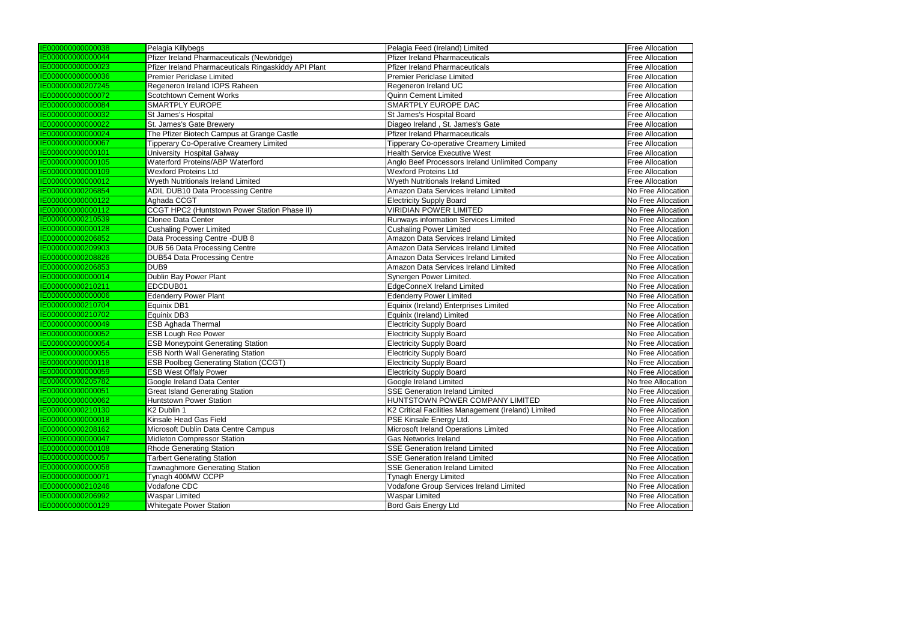| | | | |
|---|---|---|---|
| IE000000000000038 | Pelagia Killybegs | Pelagia Feed (Ireland) Limited | Free Allocation |
| IE000000000000044 | Pfizer Ireland Pharmaceuticals (Newbridge) | Pfizer Ireland Pharmaceuticals | Free Allocation |
| IE000000000000023 | Pfizer Ireland Pharmaceuticals Ringaskiddy API Plant | Pfizer Ireland Pharmaceuticals | Free Allocation |
| IE000000000000036 | Premier Periclase Limited | Premier Periclase Limited | Free Allocation |
| IE000000000207245 | Regeneron Ireland IOPS Raheen | Regeneron Ireland UC | Free Allocation |
| IE000000000000072 | Scotchtown Cement Works | Quinn Cement Limited | Free Allocation |
| IE000000000000084 | SMARTPLY EUROPE | SMARTPLY EUROPE DAC | Free Allocation |
| IE000000000000032 | St James's Hospital | St James's Hospital Board | Free Allocation |
| IE000000000000022 | St. James's Gate Brewery | Diageo Ireland , St. James's Gate | Free Allocation |
| IE000000000000024 | The Pfizer Biotech Campus at Grange Castle | Pfizer Ireland Pharmaceuticals | Free Allocation |
| IE000000000000067 | Tipperary Co-Operative Creamery Limited | Tipperary Co-operative Creamery Limited | Free Allocation |
| IE000000000000101 | University Hospital Galway | Health Service Executive West | Free Allocation |
| IE000000000000105 | Waterford Proteins/ABP Waterford | Anglo Beef Processors Ireland Unlimited Company | Free Allocation |
| IE000000000000109 | Wexford Proteins Ltd | Wexford Proteins Ltd | Free Allocation |
| IE000000000000012 | Wyeth Nutritionals Ireland Limited | Wyeth Nutritionals Ireland Limited | Free Allocation |
| IE000000000206854 | ADIL DUB10 Data Processing Centre | Amazon Data Services Ireland Limited | No Free Allocation |
| IE000000000000122 | Aghada CCGT | Electricity Supply Board | No Free Allocation |
| IE000000000000112 | CCGT HPC2 (Huntstown Power Station Phase II) | VIRIDIAN POWER LIMITED | No Free Allocation |
| IE000000000210539 | Clonee Data Center | Runways information Services Limited | No Free Allocation |
| IE000000000000128 | Cushaling Power Limited | Cushaling Power Limited | No Free Allocation |
| IE000000000206852 | Data Processing Centre -DUB 8 | Amazon Data Services Ireland Limited | No Free Allocation |
| IE000000000209903 | DUB 56 Data Processing Centre | Amazon Data Services Ireland Limited | No Free Allocation |
| IE000000000208826 | DUB54 Data Processing Centre | Amazon Data Services Ireland Limited | No Free Allocation |
| IE000000000206853 | DUB9 | Amazon Data Services Ireland Limited | No Free Allocation |
| IE000000000000014 | Dublin Bay Power Plant | Synergen Power Limited. | No Free Allocation |
| IE000000000210211 | EDCDUB01 | EdgeConneX Ireland Limited | No Free Allocation |
| IE000000000000006 | Edenderry Power Plant | Edenderry Power Limited | No Free Allocation |
| IE000000000210704 | Equinix DB1 | Equinix (Ireland) Enterprises Limited | No Free Allocation |
| IE000000000210702 | Equinix DB3 | Equinix (Ireland) Limited | No Free Allocation |
| IE000000000000049 | ESB Aghada Thermal | Electricity Supply Board | No Free Allocation |
| IE000000000000052 | ESB Lough Ree Power | Electricity Supply Board | No Free Allocation |
| IE000000000000054 | ESB Moneypoint Generating Station | Electricity Supply Board | No Free Allocation |
| IE000000000000055 | ESB North Wall Generating Station | Electricity Supply Board | No Free Allocation |
| IE000000000000118 | ESB Poolbeg Generating Station (CCGT) | Electricity Supply Board | No Free Allocation |
| IE000000000000059 | ESB West Offaly Power | Electricity Supply Board | No Free Allocation |
| IE000000000205782 | Google Ireland Data Center | Google Ireland Limited | No free Allocation |
| IE000000000000051 | Great Island Generating Station | SSE Generation Ireland Limited | No Free Allocation |
| IE000000000000062 | Huntstown Power Station | HUNTSTOWN POWER COMPANY LIMITED | No Free Allocation |
| IE000000000210130 | K2 Dublin 1 | K2 Critical Facilities Management (Ireland) Limited | No Free Allocation |
| IE000000000000018 | Kinsale Head Gas Field | PSE Kinsale Energy Ltd. | No Free Allocation |
| IE000000000208162 | Microsoft Dublin Data Centre Campus | Microsoft Ireland Operations Limited | No Free Allocation |
| IE000000000000047 | Midleton Compressor Station | Gas Networks Ireland | No Free Allocation |
| IE000000000000108 | Rhode Generating Station | SSE Generation Ireland Limited | No Free Allocation |
| IE000000000000057 | Tarbert Generating Station | SSE Generation Ireland Limited | No Free Allocation |
| IE000000000000058 | Tawnaghmore Generating Station | SSE Generation Ireland Limited | No Free Allocation |
| IE000000000000071 | Tynagh 400MW CCPP | Tynagh Energy Limited | No Free Allocation |
| IE000000000210246 | Vodafone CDC | Vodafone Group Services Ireland Limited | No Free Allocation |
| IE000000000206992 | Waspar Limited | Waspar Limited | No Free Allocation |
| IE000000000000129 | Whitegate Power Station | Bord Gais Energy Ltd | No Free Allocation |